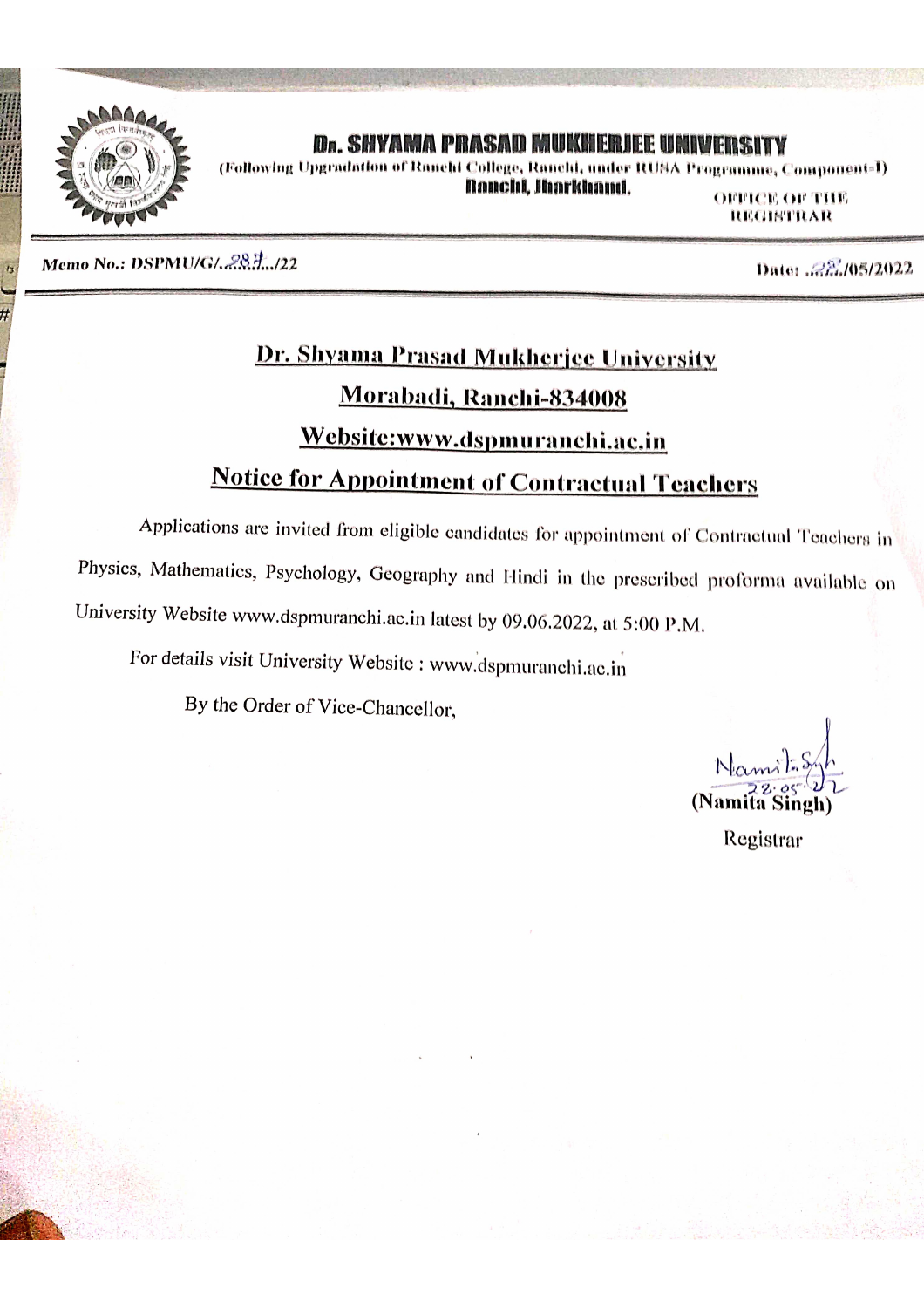# Dr. SHYAMA PRASAD MUKHERJEE UNIVERSITY

(Following Upgradation of Ranchi College, Ranchi, under RUSA Programme, Component-I)

**Ranchi, Jharkhand.**

OFFICE OF THE REGISTRAR

**Memo No.: DSPMU/G/..287../22** | **Date: ..22./05/2022**

## Dr. Shyama Prasad Mukherjee University

## Morabadi, Ranchi-834008

## Website:www.dspmuranchi.ac.in

## Notice for Appointment of Contractual Teachers

Applications are invited from eligible candidates for appointment of Contractual Teachers in Physics, Mathematics, Psychology, Geography and Hindi in the prescribed proforma available on University Website www.dspmuranchi.ac.in latest by 09.06.2022, at 5:00 P.M.

For details visit University Website : www.dspmuranchi.ac.in

By the Order of Vice-Chancellor,

Namita Singh
22.05.22

**(Namita Singh)**

Registrar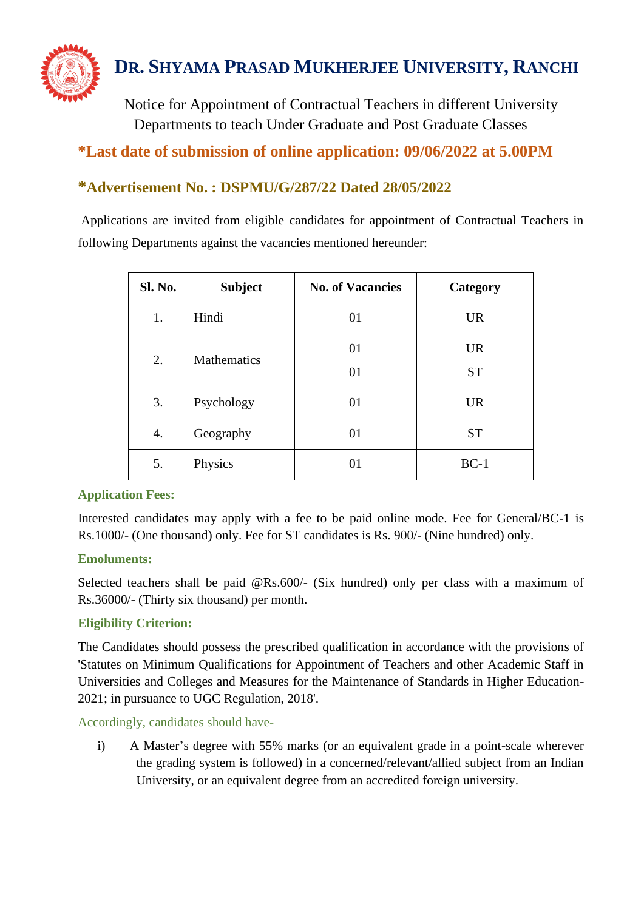# DR. SHYAMA PRASAD MUKHERJEE UNIVERSITY, RANCHI

Notice for Appointment of Contractual Teachers in different University Departments to teach Under Graduate and Post Graduate Classes

**\*Last date of submission of online application: 09/06/2022 at 5.00PM**

**\*Advertisement No. : DSPMU/G/287/22 Dated 28/05/2022**

Applications are invited from eligible candidates for appointment of Contractual Teachers in following Departments against the vacancies mentioned hereunder:

| Sl. No. | Subject | No. of Vacancies | Category |
|---|---|---|---|
| 1. | Hindi | 01 | UR |
| 2. | Mathematics | 01<br>01 | UR<br>ST |
| 3. | Psychology | 01 | UR |
| 4. | Geography | 01 | ST |
| 5. | Physics | 01 | BC-1 |

**Application Fees:**

Interested candidates may apply with a fee to be paid online mode. Fee for General/BC-1 is Rs.1000/- (One thousand) only. Fee for ST candidates is Rs. 900/- (Nine hundred) only.

**Emoluments:**

Selected teachers shall be paid @Rs.600/- (Six hundred) only per class with a maximum of Rs.36000/- (Thirty six thousand) per month.

**Eligibility Criterion:**

The Candidates should possess the prescribed qualification in accordance with the provisions of 'Statutes on Minimum Qualifications for Appointment of Teachers and other Academic Staff in Universities and Colleges and Measures for the Maintenance of Standards in Higher Education-2021; in pursuance to UGC Regulation, 2018'.

Accordingly, candidates should have-

i) A Master's degree with 55% marks (or an equivalent grade in a point-scale wherever the grading system is followed) in a concerned/relevant/allied subject from an Indian University, or an equivalent degree from an accredited foreign university.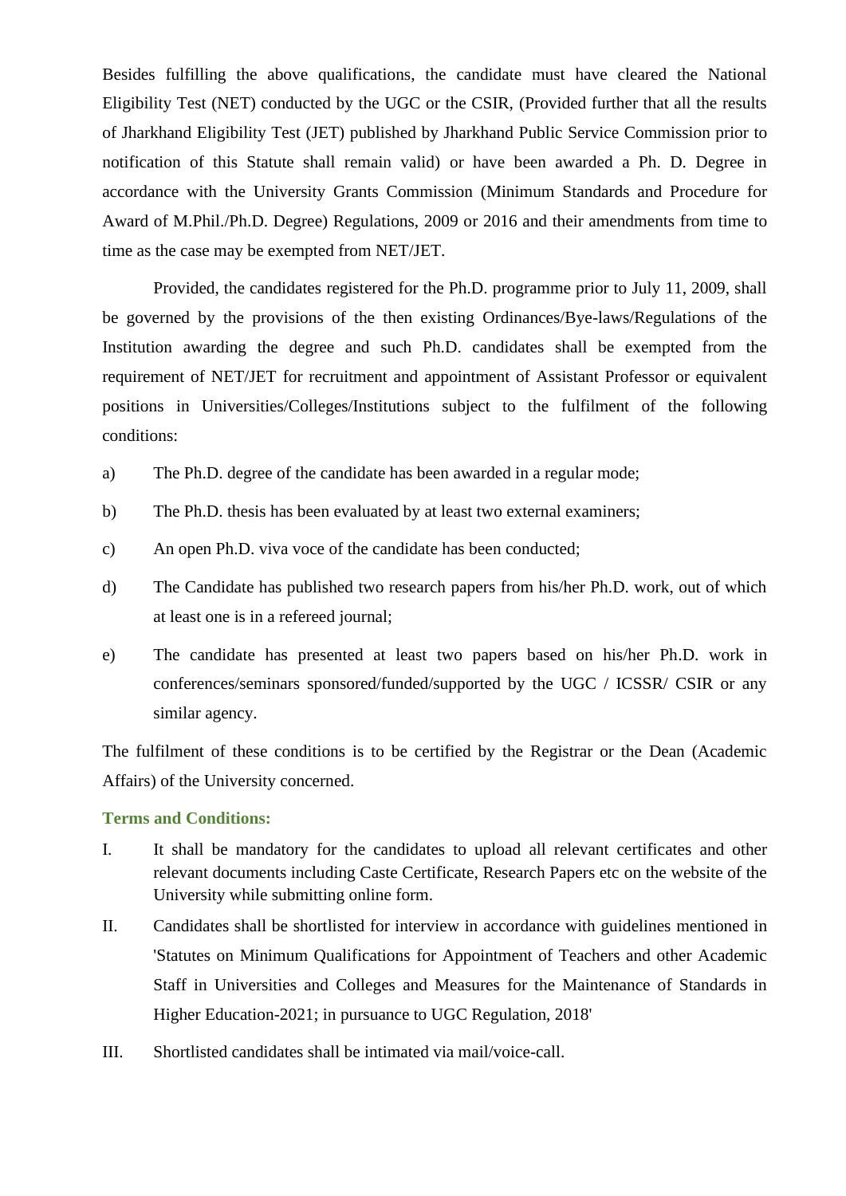Besides fulfilling the above qualifications, the candidate must have cleared the National Eligibility Test (NET) conducted by the UGC or the CSIR, (Provided further that all the results of Jharkhand Eligibility Test (JET) published by Jharkhand Public Service Commission prior to notification of this Statute shall remain valid) or have been awarded a Ph. D. Degree in accordance with the University Grants Commission (Minimum Standards and Procedure for Award of M.Phil./Ph.D. Degree) Regulations, 2009 or 2016 and their amendments from time to time as the case may be exempted from NET/JET.

Provided, the candidates registered for the Ph.D. programme prior to July 11, 2009, shall be governed by the provisions of the then existing Ordinances/Bye-laws/Regulations of the Institution awarding the degree and such Ph.D. candidates shall be exempted from the requirement of NET/JET for recruitment and appointment of Assistant Professor or equivalent positions in Universities/Colleges/Institutions subject to the fulfilment of the following conditions:

a) The Ph.D. degree of the candidate has been awarded in a regular mode;

b) The Ph.D. thesis has been evaluated by at least two external examiners;

c) An open Ph.D. viva voce of the candidate has been conducted;

d) The Candidate has published two research papers from his/her Ph.D. work, out of which at least one is in a refereed journal;

e) The candidate has presented at least two papers based on his/her Ph.D. work in conferences/seminars sponsored/funded/supported by the UGC / ICSSR/ CSIR or any similar agency.

The fulfilment of these conditions is to be certified by the Registrar or the Dean (Academic Affairs) of the University concerned.

**Terms and Conditions:**

I. It shall be mandatory for the candidates to upload all relevant certificates and other relevant documents including Caste Certificate, Research Papers etc on the website of the University while submitting online form.

II. Candidates shall be shortlisted for interview in accordance with guidelines mentioned in 'Statutes on Minimum Qualifications for Appointment of Teachers and other Academic Staff in Universities and Colleges and Measures for the Maintenance of Standards in Higher Education-2021; in pursuance to UGC Regulation, 2018'

III. Shortlisted candidates shall be intimated via mail/voice-call.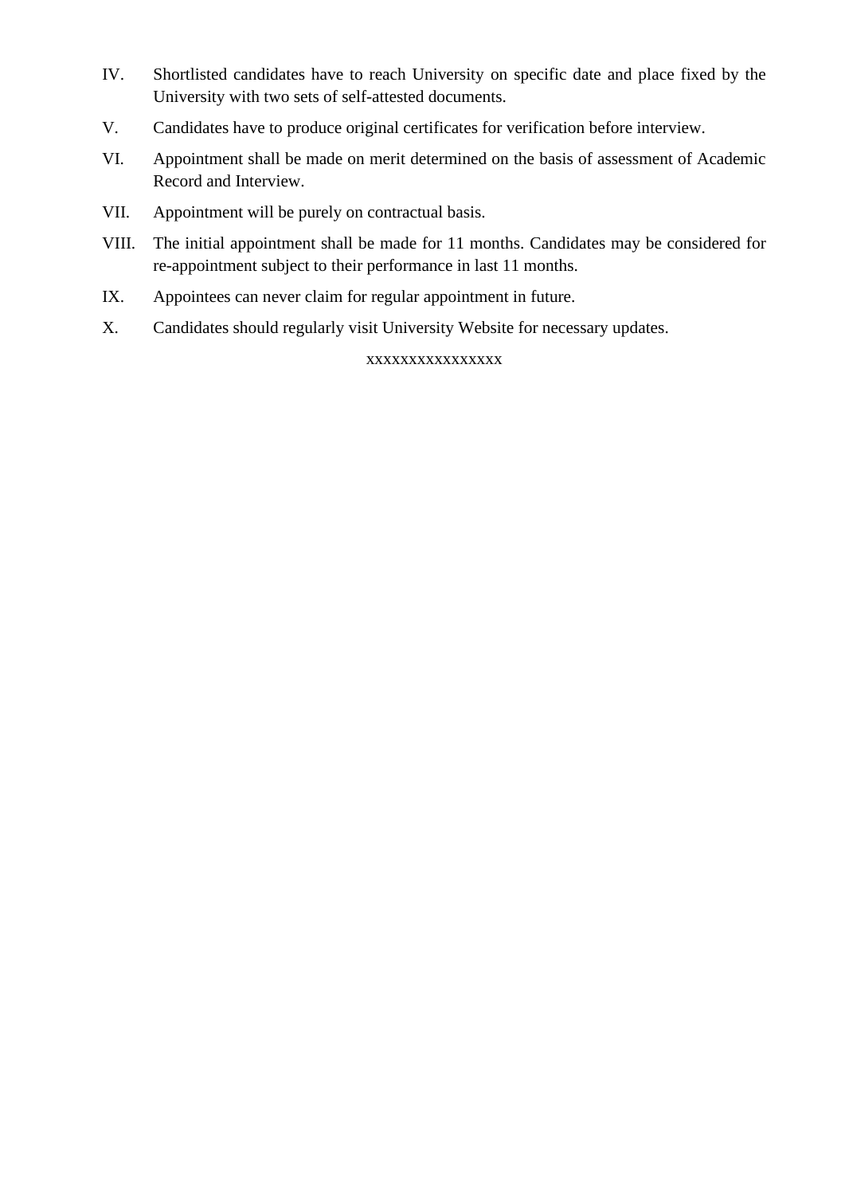IV. Shortlisted candidates have to reach University on specific date and place fixed by the University with two sets of self-attested documents.

V. Candidates have to produce original certificates for verification before interview.

VI. Appointment shall be made on merit determined on the basis of assessment of Academic Record and Interview.

VII. Appointment will be purely on contractual basis.

VIII. The initial appointment shall be made for 11 months. Candidates may be considered for re-appointment subject to their performance in last 11 months.

IX. Appointees can never claim for regular appointment in future.

X. Candidates should regularly visit University Website for necessary updates.

xxxxxxxxxxxxxxxx